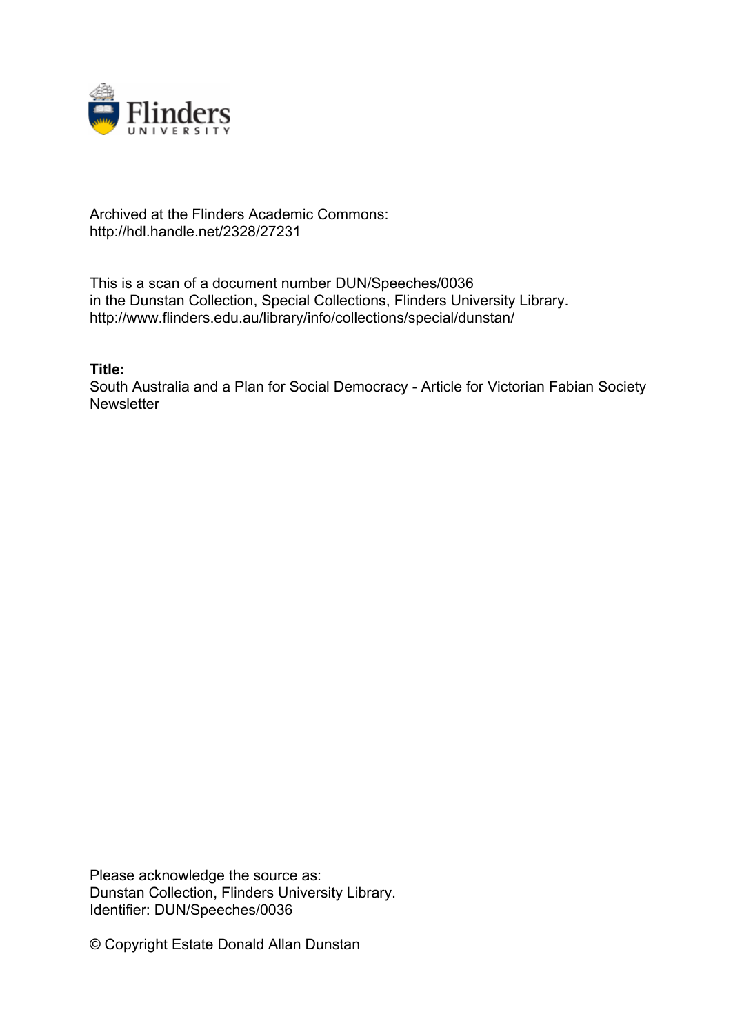Archived at the Flinders Academic Commons:
http://hdl.handle.net/2328/27231

This is a scan of a document number DUN/Speeches/0036
in the Dunstan Collection, Special Collections, Flinders University Library.
http://www.flinders.edu.au/library/info/collections/special/dunstan/

**Title:**
South Australia and a Plan for Social Democracy - Article for Victorian Fabian Society Newsletter

Please acknowledge the source as:
Dunstan Collection, Flinders University Library.
Identifier: DUN/Speeches/0036

© Copyright Estate Donald Allan Dunstan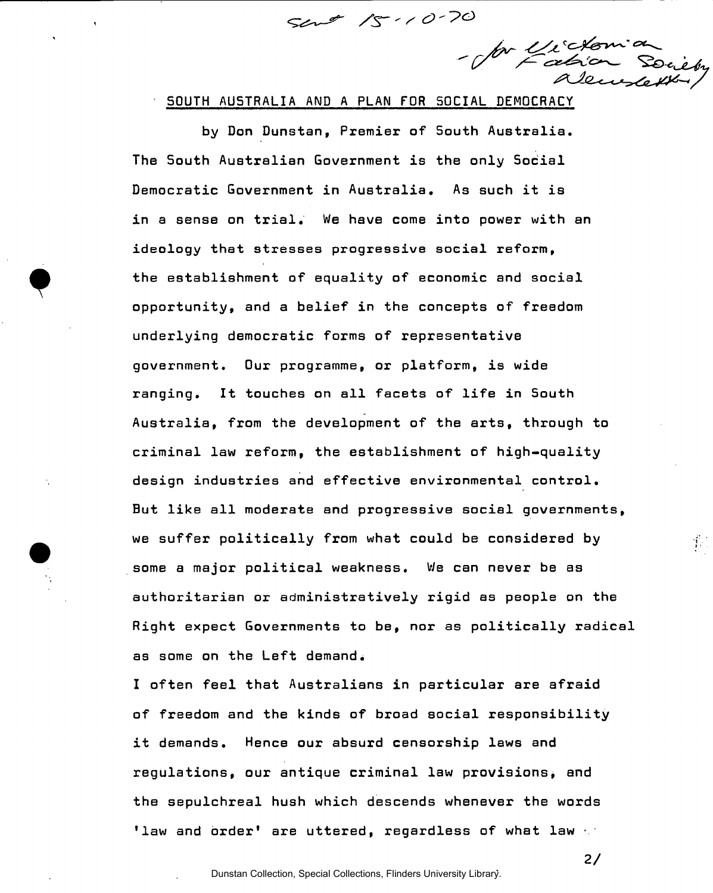Sent 15-10-70

- for Victorian Fabian Society Newsletter

## SOUTH AUSTRALIA AND A PLAN FOR SOCIAL DEMOCRACY

by Don Dunstan, Premier of South Australia.

The South Australian Government is the only Social Democratic Government in Australia. As such it is in a sense on trial. We have come into power with an ideology that stresses progressive social reform, the establishment of equality of economic and social opportunity, and a belief in the concepts of freedom underlying democratic forms of representative government. Our programme, or platform, is wide ranging. It touches on all facets of life in South Australia, from the development of the arts, through to criminal law reform, the establishment of high-quality design industries and effective environmental control. But like all moderate and progressive social governments, we suffer politically from what could be considered by some a major political weakness. We can never be as authoritarian or administratively rigid as people on the Right expect Governments to be, nor as politically radical as some on the Left demand.

I often feel that Australians in particular are afraid of freedom and the kinds of broad social responsibility it demands. Hence our absurd censorship laws and regulations, our antique criminal law provisions, and the sepulchreal hush which descends whenever the words 'law and order' are uttered, regardless of what law ..

2/

Dunstan Collection, Special Collections, Flinders University Library.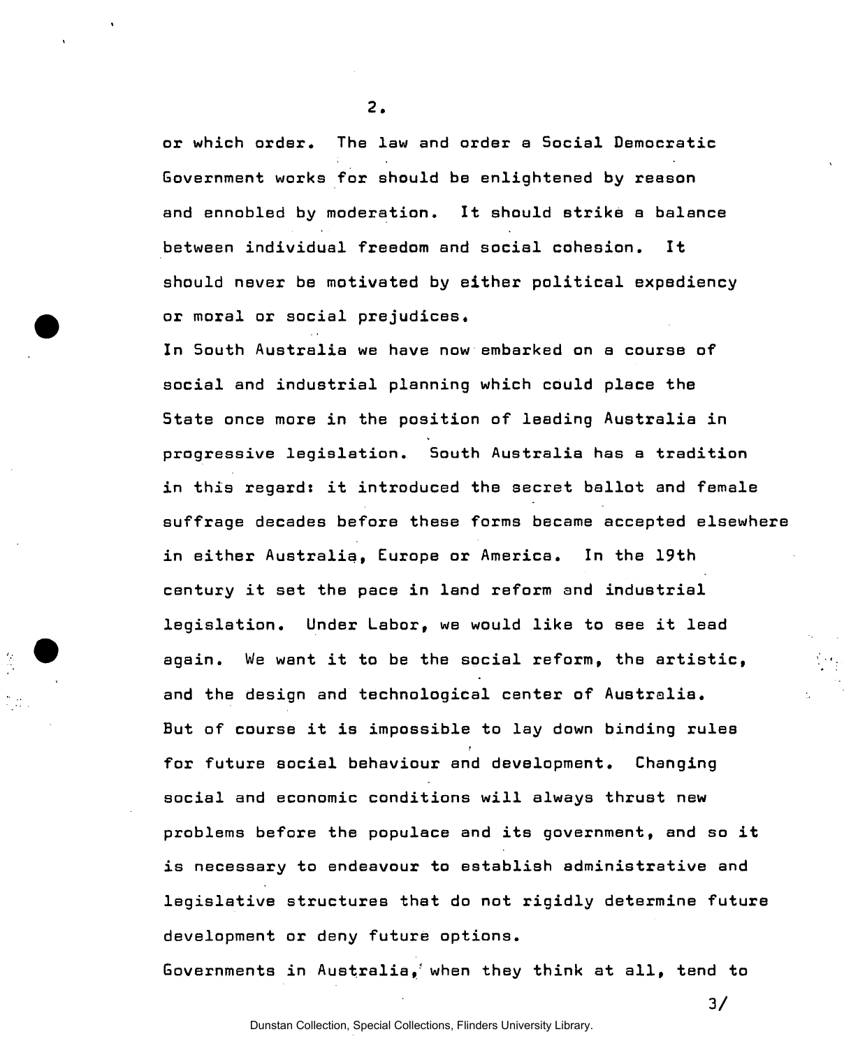or which order. The law and order a Social Democratic Government works for should be enlightened by reason and ennobled by moderation. It should strike a balance between individual freedom and social cohesion. It should never be motivated by either political expediency or moral or social prejudices.

In South Australia we have now embarked on a course of social and industrial planning which could place the State once more in the position of leading Australia in progressive legislation. South Australia has a tradition in this regard: it introduced the secret ballot and female suffrage decades before these forms became accepted elsewhere in either Australia, Europe or America. In the 19th century it set the pace in land reform and industrial legislation. Under Labor, we would like to see it lead again. We want it to be the social reform, the artistic, and the design and technological center of Australia.

But of course it is impossible to lay down binding rules for future social behaviour and development. Changing social and economic conditions will always thrust new problems before the populace and its government, and so it is necessary to endeavour to establish administrative and legislative structures that do not rigidly determine future development or deny future options.

Governments in Australia, when they think at all, tend to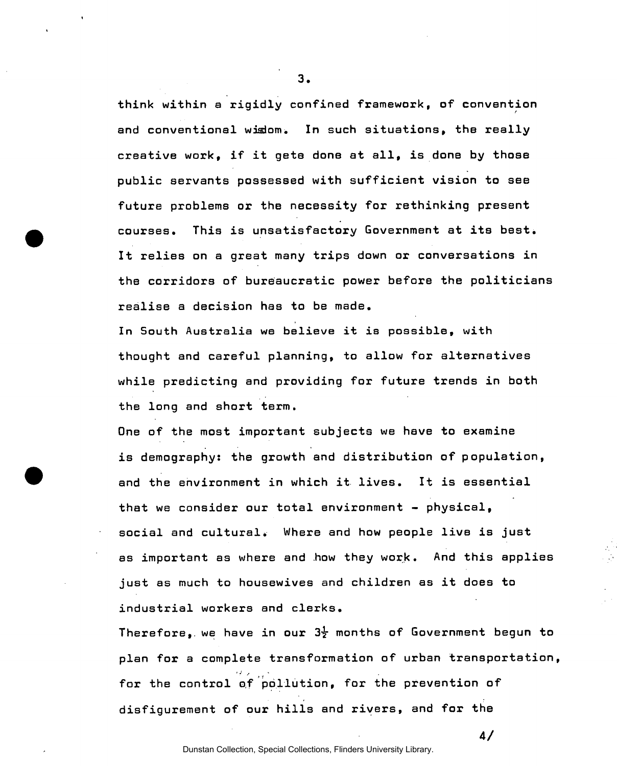think within a rigidly confined framework, of convention and conventional wisdom. In such situations, the really creative work, if it gets done at all, is done by those public servants possessed with sufficient vision to see future problems or the necessity for rethinking present courses. This is unsatisfactory Government at its best. It relies on a great many trips down or conversations in the corridors of bureaucratic power before the politicians realise a decision has to be made.

In South Australia we believe it is possible, with thought and careful planning, to allow for alternatives while predicting and providing for future trends in both the long and short term.

One of the most important subjects we have to examine is demography: the growth and distribution of population, and the environment in which it lives. It is essential that we consider our total environment - physical, social and cultural. Where and how people live is just as important as where and how they work. And this applies just as much to housewives and children as it does to industrial workers and clerks.

Therefore, we have in our 3½ months of Government begun to plan for a complete transformation of urban transportation, for the control of pollution, for the prevention of disfigurement of our hills and rivers, and for the

4/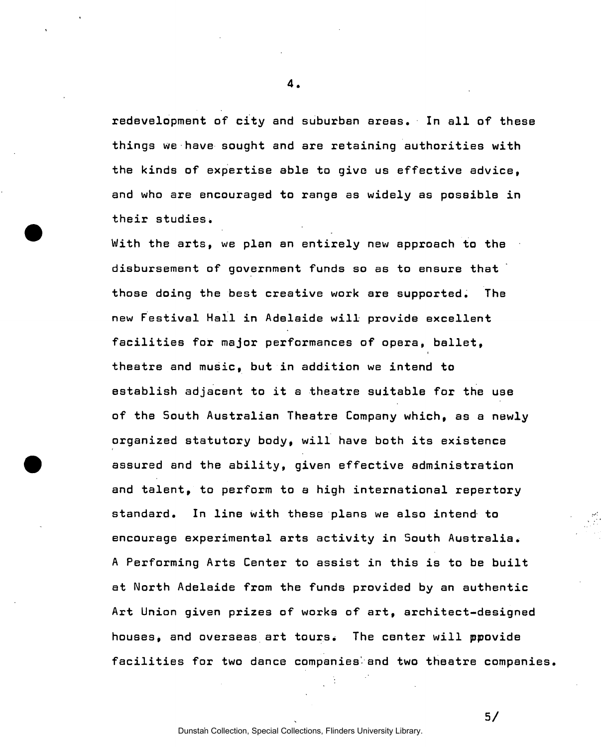redevelopment of city and suburban areas. In all of these things we have sought and are retaining authorities with the kinds of expertise able to give us effective advice, and who are encouraged to range as widely as possible in their studies.

With the arts, we plan an entirely new approach to the disbursement of government funds so as to ensure that those doing the best creative work are supported. The new Festival Hall in Adelaide will provide excellent facilities for major performances of opera, ballet, theatre and music, but in addition we intend to establish adjacent to it a theatre suitable for the use of the South Australian Theatre Company which, as a newly organized statutory body, will have both its existence assured and the ability, given effective administration and talent, to perform to a high international repertory standard. In line with these plans we also intend to encourage experimental arts activity in South Australia. A Performing Arts Center to assist in this is to be built at North Adelaide from the funds provided by an authentic Art Union given prizes of works of art, architect-designed houses, and overseas art tours. The center will ppovide facilities for two dance companies and two theatre companies.

5/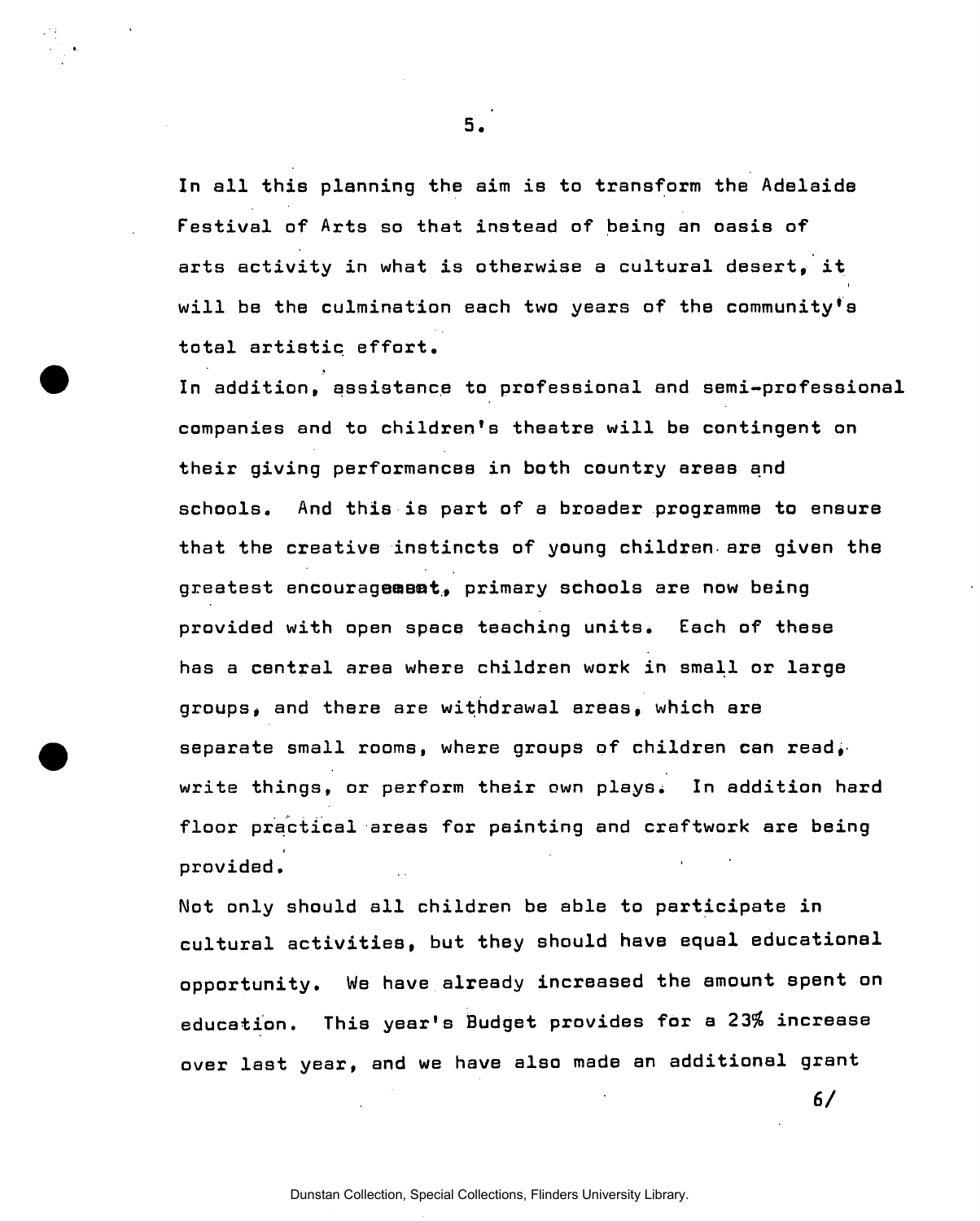In all this planning the aim is to transform the Adelaide Festival of Arts so that instead of being an oasis of arts activity in what is otherwise a cultural desert, it will be the culmination each two years of the community's total artistic effort.

In addition, assistance to professional and semi-professional companies and to children's theatre will be contingent on their giving performances in both country areas and schools. And this is part of a broader programme to ensure that the creative instincts of young children are given the greatest encouragement, primary schools are now being provided with open space teaching units. Each of these has a central area where children work in small or large groups, and there are withdrawal areas, which are separate small rooms, where groups of children can read, write things, or perform their own plays. In addition hard floor practical areas for painting and craftwork are being provided.

Not only should all children be able to participate in cultural activities, but they should have equal educational opportunity. We have already increased the amount spent on education. This year's Budget provides for a 23% increase over last year, and we have also made an additional grant

6/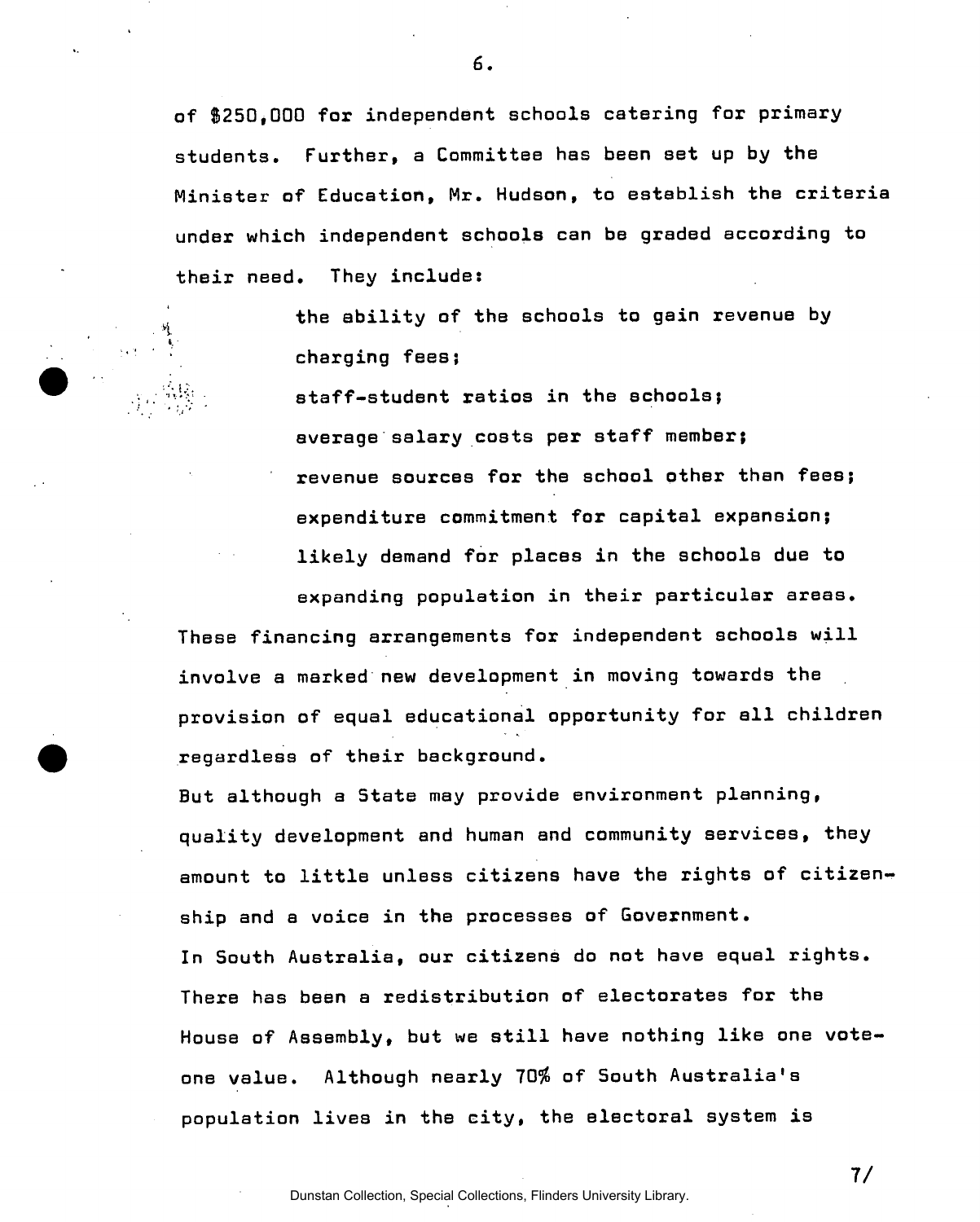of $250,000 for independent schools catering for primary students. Further, a Committee has been set up by the Minister of Education, Mr. Hudson, to establish the criteria under which independent schools can be graded according to their need. They include:

> the ability of the schools to gain revenue by charging fees;
>
> staff-student ratios in the schools;
>
> average salary costs per staff member;
>
> revenue sources for the school other than fees;
>
> expenditure commitment for capital expansion;
>
> likely demand for places in the schools due to expanding population in their particular areas.

These financing arrangements for independent schools will involve a marked new development in moving towards the provision of equal educational opportunity for all children regardless of their background.

But although a State may provide environment planning, quality development and human and community services, they amount to little unless citizens have the rights of citizenship and a voice in the processes of Government.

In South Australia, our citizens do not have equal rights. There has been a redistribution of electorates for the House of Assembly, but we still have nothing like one vote-one value. Although nearly 70% of South Australia's population lives in the city, the electoral system is

7/

Dunstan Collection, Special Collections, Flinders University Library.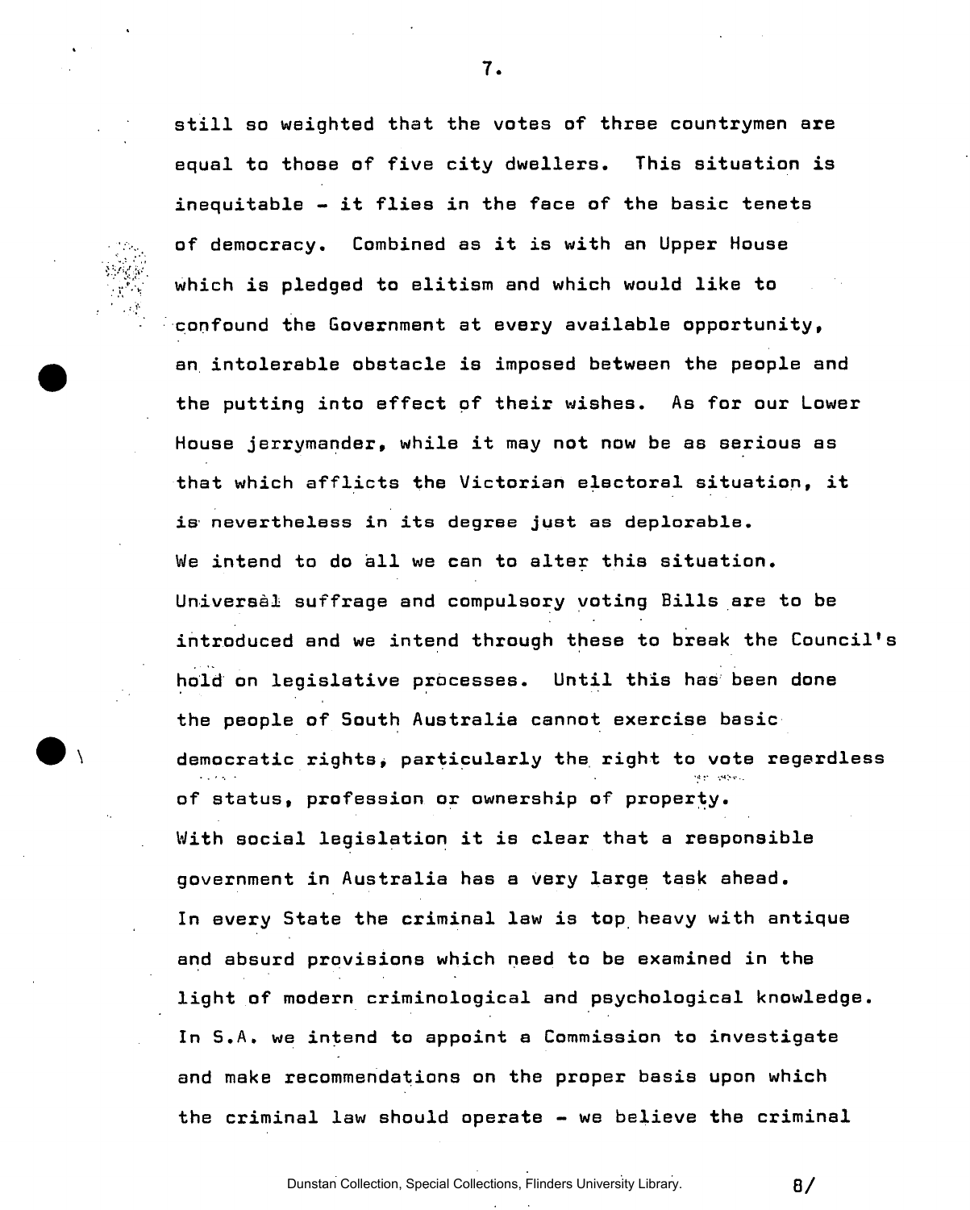still so weighted that the votes of three countrymen are equal to those of five city dwellers. This situation is inequitable - it flies in the face of the basic tenets of democracy. Combined as it is with an Upper House which is pledged to elitism and which would like to confound the Government at every available opportunity, an intolerable obstacle is imposed between the people and the putting into effect of their wishes. As for our Lower House jerrymander, while it may not now be as serious as that which afflicts the Victorian electoral situation, it is nevertheless in its degree just as deplorable.

We intend to do all we can to alter this situation. Universal suffrage and compulsory voting Bills are to be introduced and we intend through these to break the Council's hold on legislative processes. Until this has been done the people of South Australia cannot exercise basic democratic rights, particularly the right to vote regardless of status, profession or ownership of property.

With social legislation it is clear that a responsible government in Australia has a very large task ahead. In every State the criminal law is top heavy with antique and absurd provisions which need to be examined in the light of modern criminological and psychological knowledge. In S.A. we intend to appoint a Commission to investigate and make recommendations on the proper basis upon which the criminal law should operate - we believe the criminal

Dunstan Collection, Special Collections, Flinders University Library.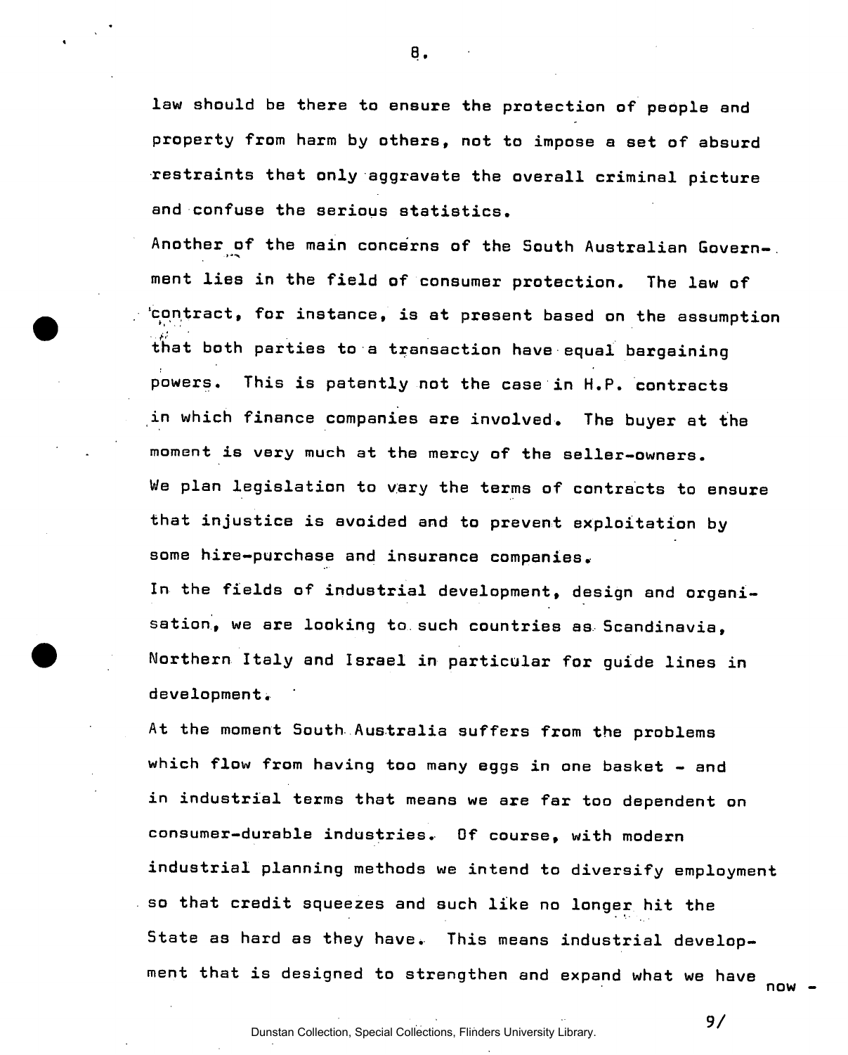law should be there to ensure the protection of people and property from harm by others, not to impose a set of absurd restraints that only aggravate the overall criminal picture and confuse the serious statistics.

Another of the main concerns of the South Australian Government lies in the field of consumer protection. The law of contract, for instance, is at present based on the assumption that both parties to a transaction have equal bargaining powers. This is patently not the case in H.P. contracts in which finance companies are involved. The buyer at the moment is very much at the mercy of the seller-owners.

We plan legislation to vary the terms of contracts to ensure that injustice is avoided and to prevent exploitation by some hire-purchase and insurance companies.

In the fields of industrial development, design and organisation, we are looking to such countries as Scandinavia, Northern Italy and Israel in particular for guide lines in development.

At the moment South Australia suffers from the problems which flow from having too many eggs in one basket - and in industrial terms that means we are far too dependent on consumer-durable industries. Of course, with modern industrial planning methods we intend to diversify employment so that credit squeezes and such like no longer hit the State as hard as they have. This means industrial development that is designed to strengthen and expand what we have now -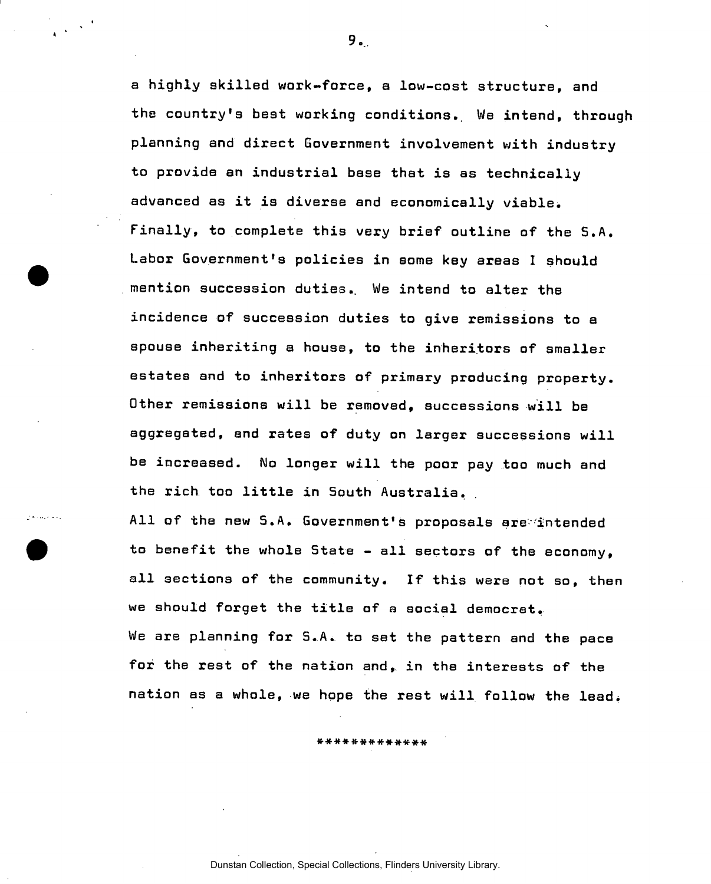a highly skilled work-force, a low-cost structure, and the country's best working conditions. We intend, through planning and direct Government involvement with industry to provide an industrial base that is as technically advanced as it is diverse and economically viable.

Finally, to complete this very brief outline of the S.A. Labor Government's policies in some key areas I should mention succession duties. We intend to alter the incidence of succession duties to give remissions to a spouse inheriting a house, to the inheritors of smaller estates and to inheritors of primary producing property. Other remissions will be removed, successions will be aggregated, and rates of duty on larger successions will be increased. No longer will the poor pay too much and the rich too little in South Australia.

All of the new S.A. Government's proposals are intended to benefit the whole State - all sectors of the economy, all sections of the community. If this were not so, then we should forget the title of a social democrat.

We are planning for S.A. to set the pattern and the pace for the rest of the nation and, in the interests of the nation as a whole, we hope the rest will follow the lead.

*************

Dunstan Collection, Special Collections, Flinders University Library.